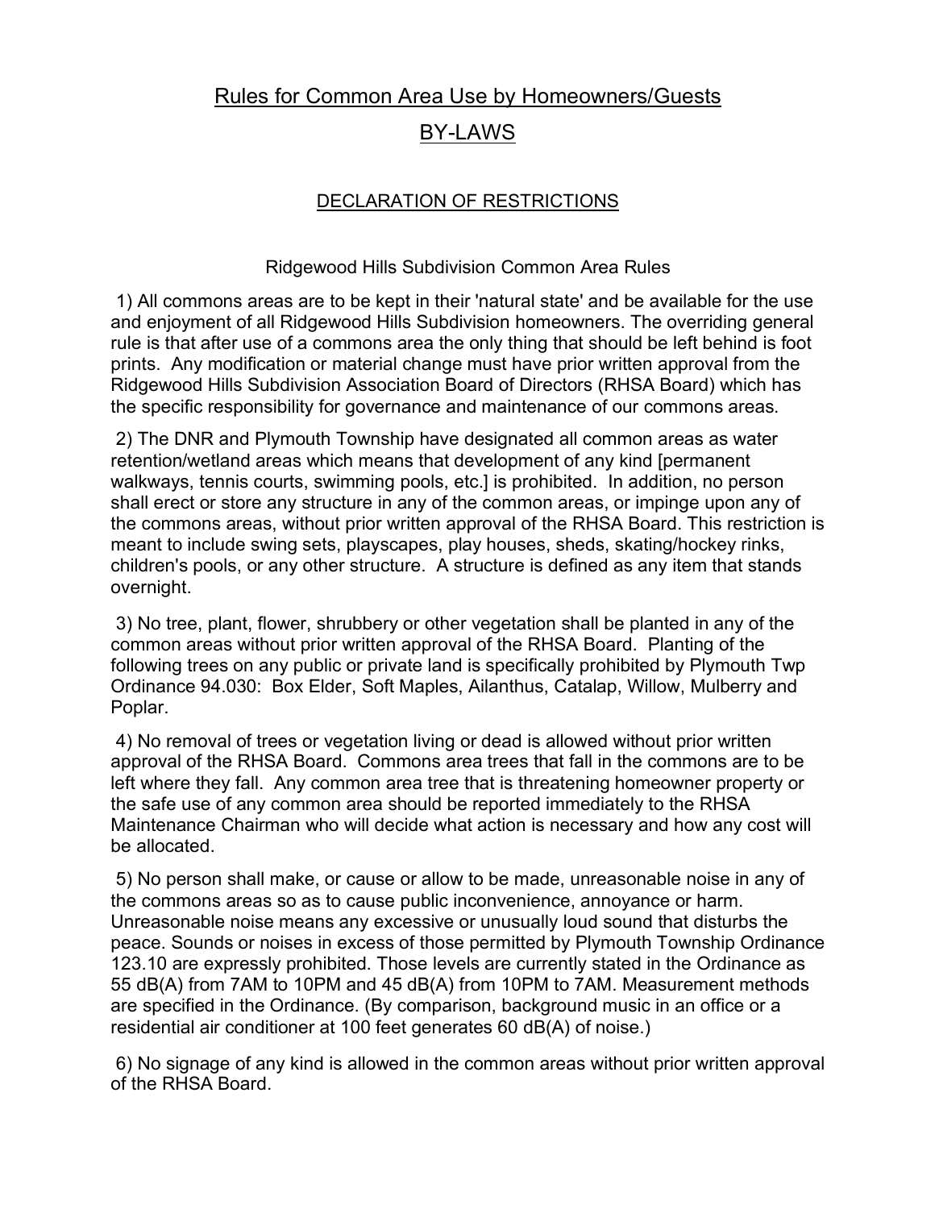# Rules for Common Area Use by Homeowners/Guests

# BY-LAWS

## DECLARATION OF RESTRICTIONS

Ridgewood Hills Subdivision Common Area Rules

1) All commons areas are to be kept in their 'natural state' and be available for the use and enjoyment of all Ridgewood Hills Subdivision homeowners. The overriding general rule is that after use of a commons area the only thing that should be left behind is foot prints. Any modification or material change must have prior written approval from the Ridgewood Hills Subdivision Association Board of Directors (RHSA Board) which has the specific responsibility for governance and maintenance of our commons areas.

2) The DNR and Plymouth Township have designated all common areas as water retention/wetland areas which means that development of any kind [permanent walkways, tennis courts, swimming pools, etc.] is prohibited. In addition, no person shall erect or store any structure in any of the common areas, or impinge upon any of the commons areas, without prior written approval of the RHSA Board. This restriction is meant to include swing sets, playscapes, play houses, sheds, skating/hockey rinks, children's pools, or any other structure. A structure is defined as any item that stands overnight.

3) No tree, plant, flower, shrubbery or other vegetation shall be planted in any of the common areas without prior written approval of the RHSA Board. Planting of the following trees on any public or private land is specifically prohibited by Plymouth Twp Ordinance 94.030: Box Elder, Soft Maples, Ailanthus, Catalap, Willow, Mulberry and Poplar.

4) No removal of trees or vegetation living or dead is allowed without prior written approval of the RHSA Board. Commons area trees that fall in the commons are to be left where they fall. Any common area tree that is threatening homeowner property or the safe use of any common area should be reported immediately to the RHSA Maintenance Chairman who will decide what action is necessary and how any cost will be allocated.

5) No person shall make, or cause or allow to be made, unreasonable noise in any of the commons areas so as to cause public inconvenience, annoyance or harm. Unreasonable noise means any excessive or unusually loud sound that disturbs the peace. Sounds or noises in excess of those permitted by Plymouth Township Ordinance 123.10 are expressly prohibited. Those levels are currently stated in the Ordinance as 55 dB(A) from 7AM to 10PM and 45 dB(A) from 10PM to 7AM. Measurement methods are specified in the Ordinance. (By comparison, background music in an office or a residential air conditioner at 100 feet generates 60 dB(A) of noise.)

6) No signage of any kind is allowed in the common areas without prior written approval of the RHSA Board.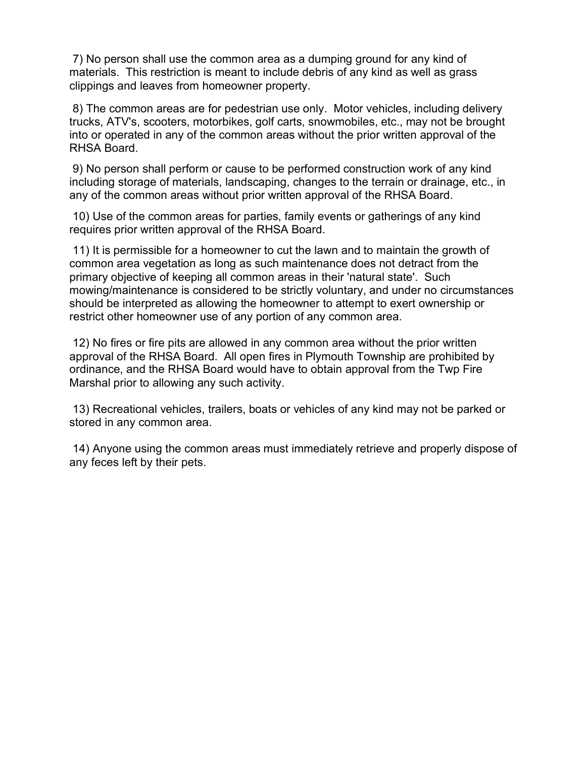7) No person shall use the common area as a dumping ground for any kind of materials. This restriction is meant to include debris of any kind as well as grass clippings and leaves from homeowner property.

8) The common areas are for pedestrian use only. Motor vehicles, including delivery trucks, ATV's, scooters, motorbikes, golf carts, snowmobiles, etc., may not be brought into or operated in any of the common areas without the prior written approval of the RHSA Board.

9) No person shall perform or cause to be performed construction work of any kind including storage of materials, landscaping, changes to the terrain or drainage, etc., in any of the common areas without prior written approval of the RHSA Board.

10) Use of the common areas for parties, family events or gatherings of any kind requires prior written approval of the RHSA Board.

11) It is permissible for a homeowner to cut the lawn and to maintain the growth of common area vegetation as long as such maintenance does not detract from the primary objective of keeping all common areas in their 'natural state'. Such mowing/maintenance is considered to be strictly voluntary, and under no circumstances should be interpreted as allowing the homeowner to attempt to exert ownership or restrict other homeowner use of any portion of any common area.

12) No fires or fire pits are allowed in any common area without the prior written approval of the RHSA Board. All open fires in Plymouth Township are prohibited by ordinance, and the RHSA Board would have to obtain approval from the Twp Fire Marshal prior to allowing any such activity.

13) Recreational vehicles, trailers, boats or vehicles of any kind may not be parked or stored in any common area.

14) Anyone using the common areas must immediately retrieve and properly dispose of any feces left by their pets.